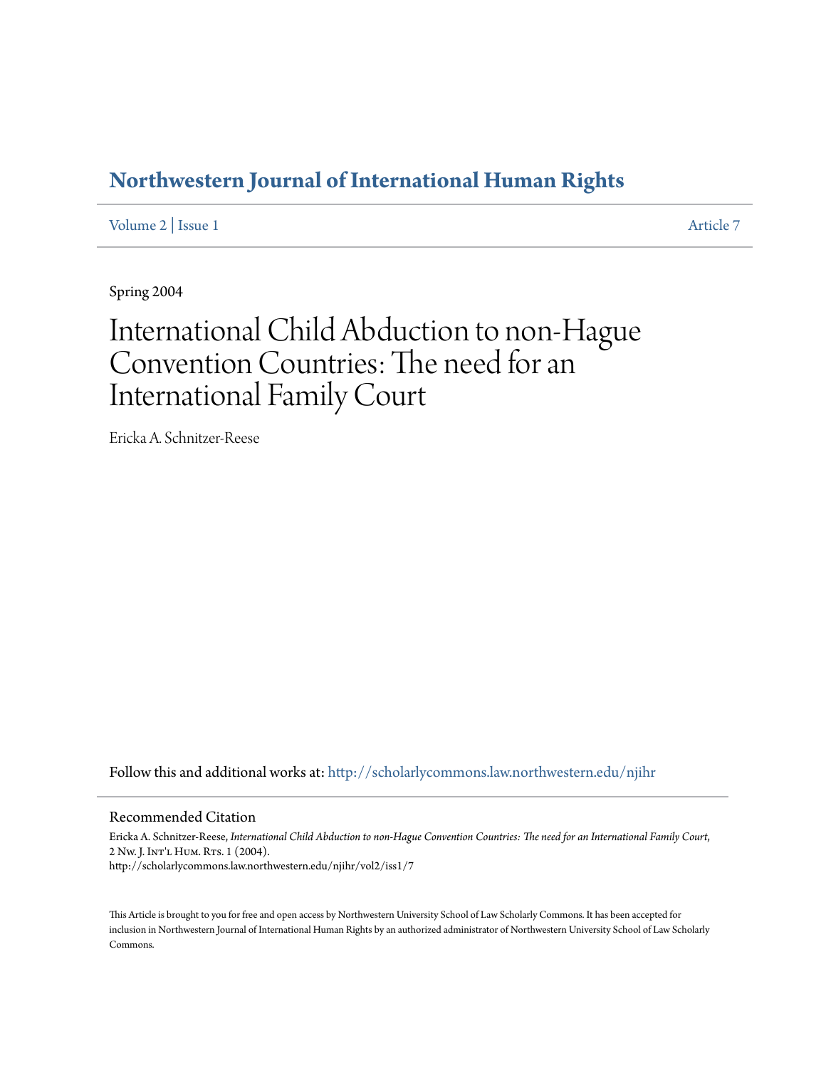# Northwestern Journal of International Human Rights

Volume 2 | Issue 1 Article 7

Spring 2004

# International Child Abduction to non-Hague Convention Countries: The need for an International Family Court

Ericka A. Schnitzer-Reese

Follow this and additional works at: http://scholarlycommons.law.northwestern.edu/njihr

## Recommended Citation

Ericka A. Schnitzer-Reese, *International Child Abduction to non-Hague Convention Countries: The need for an International Family Court*, 2 Nw. J. Int'l Hum. Rts. 1 (2004).
http://scholarlycommons.law.northwestern.edu/njihr/vol2/iss1/7

This Article is brought to you for free and open access by Northwestern University School of Law Scholarly Commons. It has been accepted for inclusion in Northwestern Journal of International Human Rights by an authorized administrator of Northwestern University School of Law Scholarly Commons.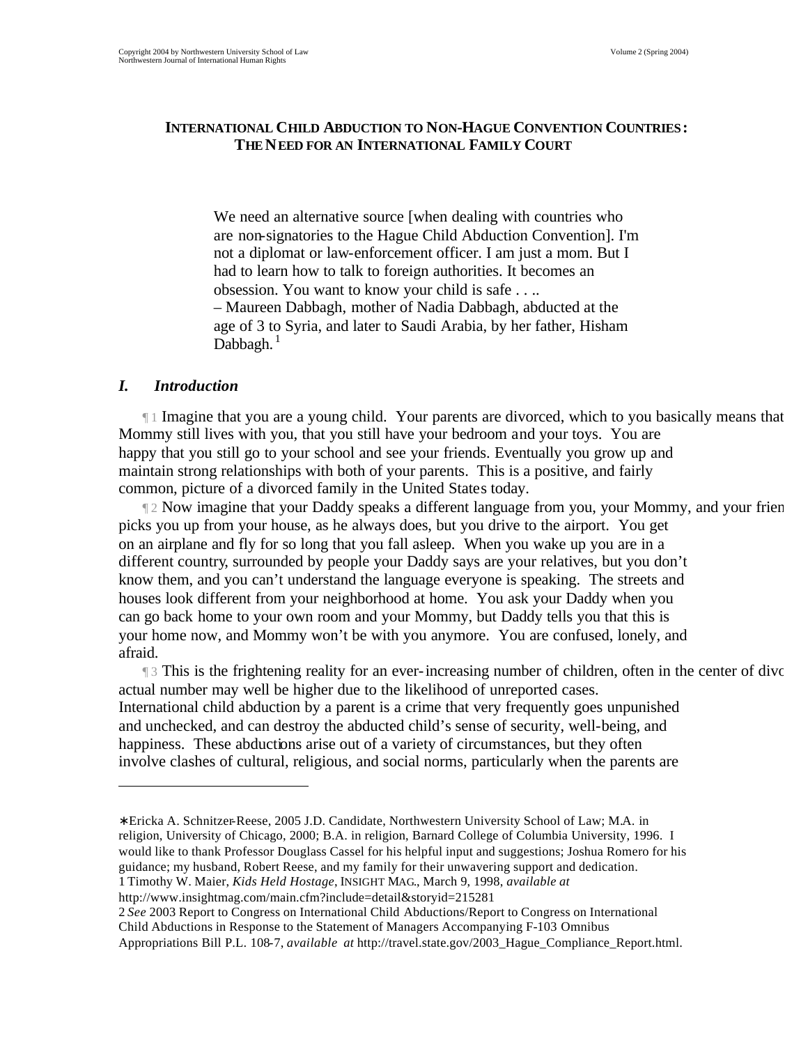# INTERNATIONAL CHILD ABDUCTION TO NON-HAGUE CONVENTION COUNTRIES: THE NEED FOR AN INTERNATIONAL FAMILY COURT

> We need an alternative source [when dealing with countries who are non-signatories to the Hague Child Abduction Convention]. I'm not a diplomat or law-enforcement officer. I am just a mom. But I had to learn how to talk to foreign authorities. It becomes an obsession. You want to know your child is safe . . ..
> – Maureen Dabbagh, mother of Nadia Dabbagh, abducted at the age of 3 to Syria, and later to Saudi Arabia, by her father, Hisham Dabbagh.[1]

## *I. Introduction*

¶ 1 Imagine that you are a young child. Your parents are divorced, which to you basically means that Mommy still lives with you, that you still have your bedroom and your toys. You are happy that you still go to your school and see your friends. Eventually you grow up and maintain strong relationships with both of your parents. This is a positive, and fairly common, picture of a divorced family in the United States today.

¶ 2 Now imagine that your Daddy speaks a different language from you, your Mommy, and your frien picks you up from your house, as he always does, but you drive to the airport. You get on an airplane and fly for so long that you fall asleep. When you wake up you are in a different country, surrounded by people your Daddy says are your relatives, but you don't know them, and you can't understand the language everyone is speaking. The streets and houses look different from your neighborhood at home. You ask your Daddy when you can go back home to your own room and your Mommy, but Daddy tells you that this is your home now, and Mommy won't be with you anymore. You are confused, lonely, and afraid.

¶ 3 This is the frightening reality for an ever-increasing number of children, often in the center of divo actual number may well be higher due to the likelihood of unreported cases. International child abduction by a parent is a crime that very frequently goes unpunished and unchecked, and can destroy the abducted child's sense of security, well-being, and happiness. These abductions arise out of a variety of circumstances, but they often involve clashes of cultural, religious, and social norms, particularly when the parents are

---

∗Ericka A. Schnitzer-Reese, 2005 J.D. Candidate, Northwestern University School of Law; M.A. in religion, University of Chicago, 2000; B.A. in religion, Barnard College of Columbia University, 1996. I would like to thank Professor Douglass Cassel for his helpful input and suggestions; Joshua Romero for his guidance; my husband, Robert Reese, and my family for their unwavering support and dedication.

1 Timothy W. Maier, *Kids Held Hostage*, INSIGHT MAG., March 9, 1998, *available at* http://www.insightmag.com/main.cfm?include=detail&storyid=215281

2 *See* 2003 Report to Congress on International Child Abductions/Report to Congress on International Child Abductions in Response to the Statement of Managers Accompanying F-103 Omnibus Appropriations Bill P.L. 108-7, *available at* http://travel.state.gov/2003_Hague_Compliance_Report.html.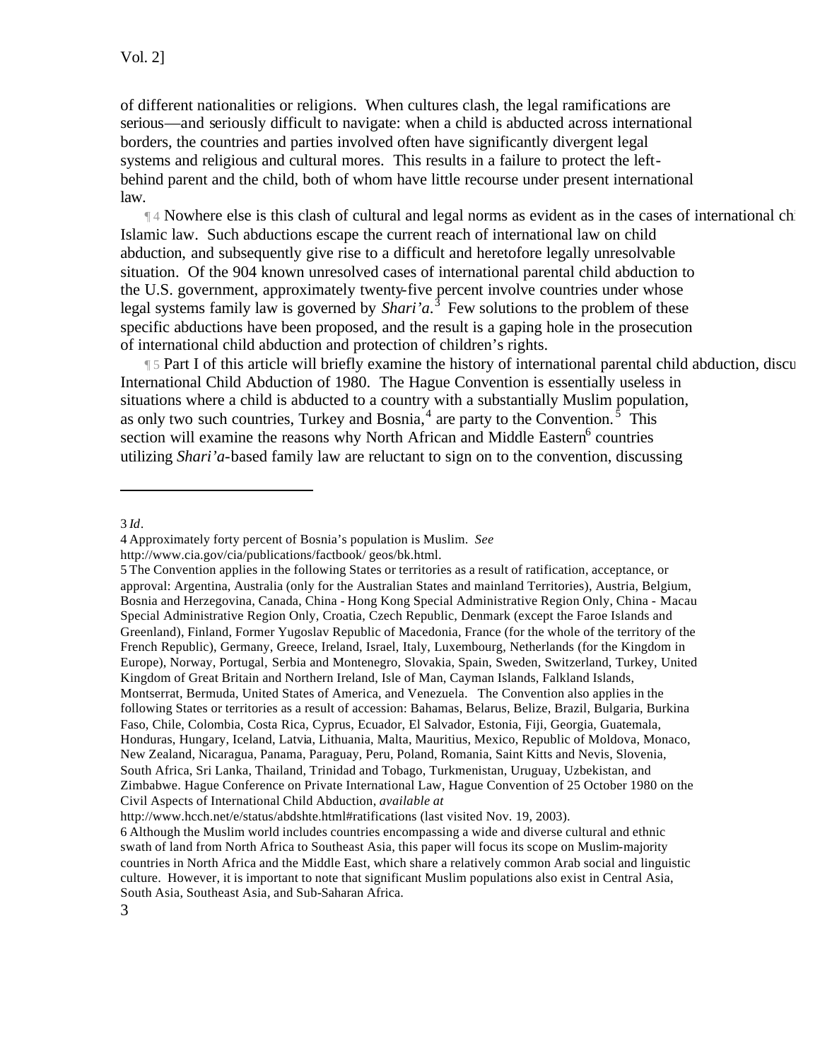of different nationalities or religions. When cultures clash, the legal ramifications are serious—and seriously difficult to navigate: when a child is abducted across international borders, the countries and parties involved often have significantly divergent legal systems and religious and cultural mores. This results in a failure to protect the left-behind parent and the child, both of whom have little recourse under present international law.

¶ 4 Nowhere else is this clash of cultural and legal norms as evident as in the cases of international ch Islamic law. Such abductions escape the current reach of international law on child abduction, and subsequently give rise to a difficult and heretofore legally unresolvable situation. Of the 904 known unresolved cases of international parental child abduction to the U.S. government, approximately twenty-five percent involve countries under whose legal systems family law is governed by *Shari'a*.[3] Few solutions to the problem of these specific abductions have been proposed, and the result is a gaping hole in the prosecution of international child abduction and protection of children's rights.

¶ 5 Part I of this article will briefly examine the history of international parental child abduction, discu International Child Abduction of 1980. The Hague Convention is essentially useless in situations where a child is abducted to a country with a substantially Muslim population, as only two such countries, Turkey and Bosnia,[4] are party to the Convention.[5] This section will examine the reasons why North African and Middle Eastern[6] countries utilizing *Shari'a*-based family law are reluctant to sign on to the convention, discussing

---

3 *Id*.

4 Approximately forty percent of Bosnia's population is Muslim. *See* http://www.cia.gov/cia/publications/factbook/ geos/bk.html.

5 The Convention applies in the following States or territories as a result of ratification, acceptance, or approval: Argentina, Australia (only for the Australian States and mainland Territories), Austria, Belgium, Bosnia and Herzegovina, Canada, China - Hong Kong Special Administrative Region Only, China - Macau Special Administrative Region Only, Croatia, Czech Republic, Denmark (except the Faroe Islands and Greenland), Finland, Former Yugoslav Republic of Macedonia, France (for the whole of the territory of the French Republic), Germany, Greece, Ireland, Israel, Italy, Luxembourg, Netherlands (for the Kingdom in Europe), Norway, Portugal, Serbia and Montenegro, Slovakia, Spain, Sweden, Switzerland, Turkey, United Kingdom of Great Britain and Northern Ireland, Isle of Man, Cayman Islands, Falkland Islands, Montserrat, Bermuda, United States of America, and Venezuela. The Convention also applies in the following States or territories as a result of accession: Bahamas, Belarus, Belize, Brazil, Bulgaria, Burkina Faso, Chile, Colombia, Costa Rica, Cyprus, Ecuador, El Salvador, Estonia, Fiji, Georgia, Guatemala, Honduras, Hungary, Iceland, Latvia, Lithuania, Malta, Mauritius, Mexico, Republic of Moldova, Monaco, New Zealand, Nicaragua, Panama, Paraguay, Peru, Poland, Romania, Saint Kitts and Nevis, Slovenia, South Africa, Sri Lanka, Thailand, Trinidad and Tobago, Turkmenistan, Uruguay, Uzbekistan, and Zimbabwe. Hague Conference on Private International Law, Hague Convention of 25 October 1980 on the Civil Aspects of International Child Abduction, *available at* http://www.hcch.net/e/status/abdshte.html#ratifications (last visited Nov. 19, 2003).

6 Although the Muslim world includes countries encompassing a wide and diverse cultural and ethnic swath of land from North Africa to Southeast Asia, this paper will focus its scope on Muslim-majority countries in North Africa and the Middle East, which share a relatively common Arab social and linguistic culture. However, it is important to note that significant Muslim populations also exist in Central Asia, South Asia, Southeast Asia, and Sub-Saharan Africa.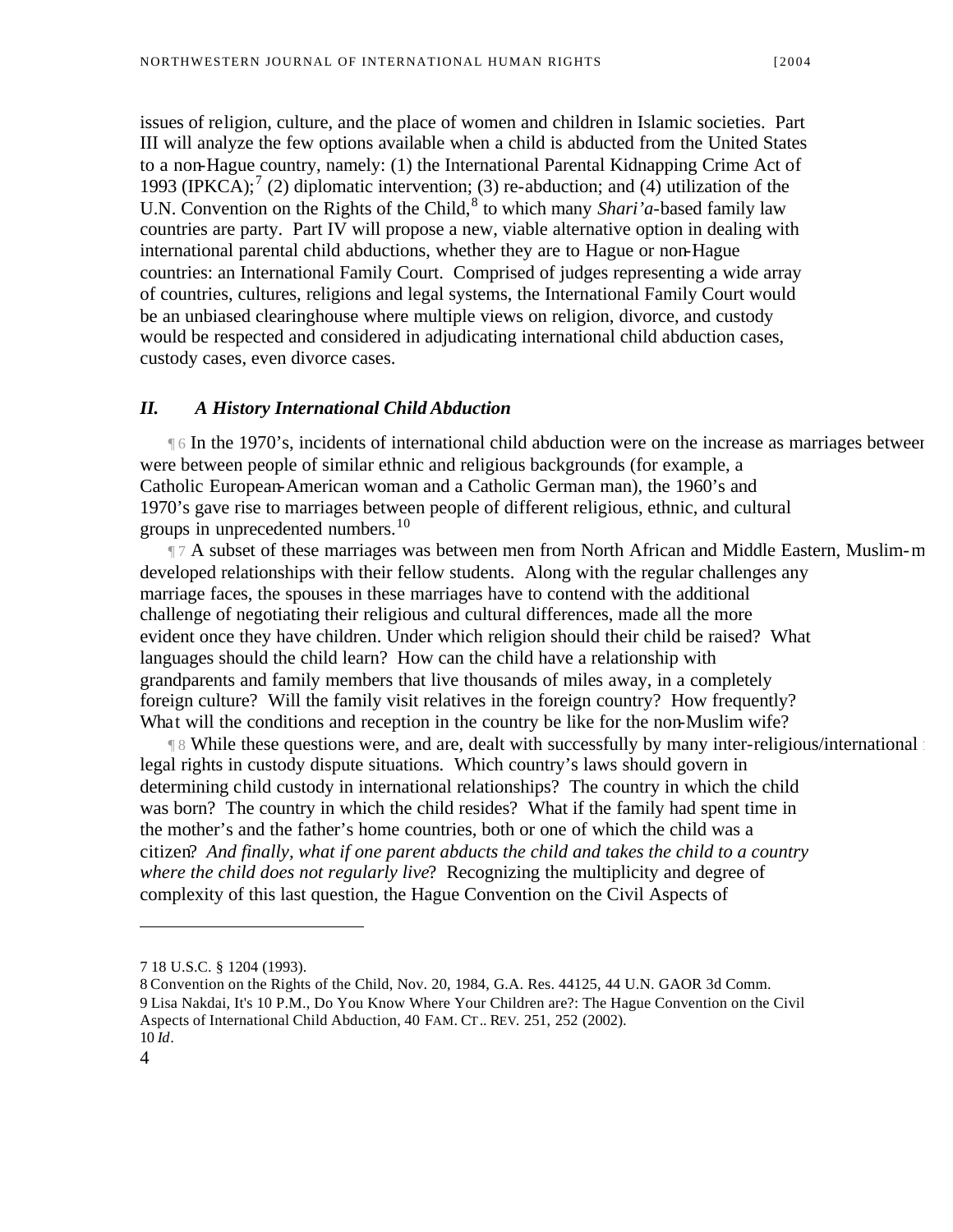issues of religion, culture, and the place of women and children in Islamic societies. Part III will analyze the few options available when a child is abducted from the United States to a non-Hague country, namely: (1) the International Parental Kidnapping Crime Act of 1993 (IPKCA);[7] (2) diplomatic intervention; (3) re-abduction; and (4) utilization of the U.N. Convention on the Rights of the Child,[8] to which many *Shari'a*-based family law countries are party. Part IV will propose a new, viable alternative option in dealing with international parental child abductions, whether they are to Hague or non-Hague countries: an International Family Court. Comprised of judges representing a wide array of countries, cultures, religions and legal systems, the International Family Court would be an unbiased clearinghouse where multiple views on religion, divorce, and custody would be respected and considered in adjudicating international child abduction cases, custody cases, even divorce cases.

## *II. A History International Child Abduction*

¶6 In the 1970's, incidents of international child abduction were on the increase as marriages between were between people of similar ethnic and religious backgrounds (for example, a Catholic European-American woman and a Catholic German man), the 1960's and 1970's gave rise to marriages between people of different religious, ethnic, and cultural groups in unprecedented numbers.[10]

¶7 A subset of these marriages was between men from North African and Middle Eastern, Muslim-m developed relationships with their fellow students. Along with the regular challenges any marriage faces, the spouses in these marriages have to contend with the additional challenge of negotiating their religious and cultural differences, made all the more evident once they have children. Under which religion should their child be raised? What languages should the child learn? How can the child have a relationship with grandparents and family members that live thousands of miles away, in a completely foreign culture? Will the family visit relatives in the foreign country? How frequently? What will the conditions and reception in the country be like for the non-Muslim wife?

¶8 While these questions were, and are, dealt with successfully by many inter-religious/international legal rights in custody dispute situations. Which country's laws should govern in determining child custody in international relationships? The country in which the child was born? The country in which the child resides? What if the family had spent time in the mother's and the father's home countries, both or one of which the child was a citizen? *And finally, what if one parent abducts the child and takes the child to a country where the child does not regularly live*? Recognizing the multiplicity and degree of complexity of this last question, the Hague Convention on the Civil Aspects of

---

7 18 U.S.C. § 1204 (1993).

8 Convention on the Rights of the Child, Nov. 20, 1984, G.A. Res. 44125, 44 U.N. GAOR 3d Comm.

9 Lisa Nakdai, It's 10 P.M., Do You Know Where Your Children are?: The Hague Convention on the Civil Aspects of International Child Abduction, 40 FAM. CT.. REV. 251, 252 (2002).

10 *Id*.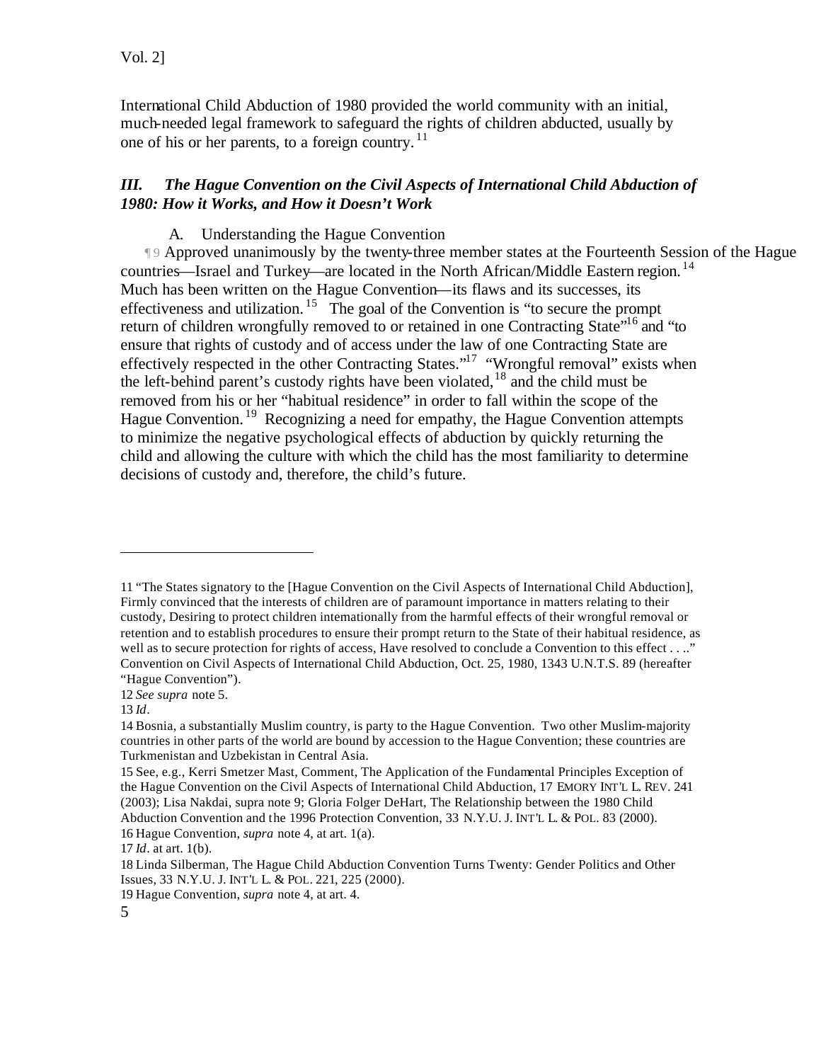International Child Abduction of 1980 provided the world community with an initial, much-needed legal framework to safeguard the rights of children abducted, usually by one of his or her parents, to a foreign country.[11]

### *III. The Hague Convention on the Civil Aspects of International Child Abduction of 1980: How it Works, and How it Doesn't Work*

A. Understanding the Hague Convention

¶ 9 Approved unanimously by the twenty-three member states at the Fourteenth Session of the Hague countries—Israel and Turkey—are located in the North African/Middle Eastern region.[14] Much has been written on the Hague Convention—its flaws and its successes, its effectiveness and utilization.[15] The goal of the Convention is "to secure the prompt return of children wrongfully removed to or retained in one Contracting State"[16] and "to ensure that rights of custody and of access under the law of one Contracting State are effectively respected in the other Contracting States."[17] "Wrongful removal" exists when the left-behind parent's custody rights have been violated,[18] and the child must be removed from his or her "habitual residence" in order to fall within the scope of the Hague Convention.[19] Recognizing a need for empathy, the Hague Convention attempts to minimize the negative psychological effects of abduction by quickly returning the child and allowing the culture with which the child has the most familiarity to determine decisions of custody and, therefore, the child's future.

---

11 "The States signatory to the [Hague Convention on the Civil Aspects of International Child Abduction], Firmly convinced that the interests of children are of paramount importance in matters relating to their custody, Desiring to protect children internationally from the harmful effects of their wrongful removal or retention and to establish procedures to ensure their prompt return to the State of their habitual residence, as well as to secure protection for rights of access, Have resolved to conclude a Convention to this effect . . .." Convention on Civil Aspects of International Child Abduction, Oct. 25, 1980, 1343 U.N.T.S. 89 (hereafter "Hague Convention").

12 *See supra* note 5.

13 *Id*.

14 Bosnia, a substantially Muslim country, is party to the Hague Convention. Two other Muslim-majority countries in other parts of the world are bound by accession to the Hague Convention; these countries are Turkmenistan and Uzbekistan in Central Asia.

15 See, e.g., Kerri Smetzer Mast, Comment, The Application of the Fundamental Principles Exception of the Hague Convention on the Civil Aspects of International Child Abduction, 17 EMORY INT'L L. REV. 241 (2003); Lisa Nakdai, supra note 9; Gloria Folger DeHart, The Relationship between the 1980 Child Abduction Convention and the 1996 Protection Convention, 33 N.Y.U. J. INT'L L. & POL. 83 (2000).

16 Hague Convention, *supra* note 4, at art. 1(a).

17 *Id*. at art. 1(b).

18 Linda Silberman, The Hague Child Abduction Convention Turns Twenty: Gender Politics and Other Issues, 33 N.Y.U. J. INT'L L. & POL. 221, 225 (2000).

19 Hague Convention, *supra* note 4, at art. 4.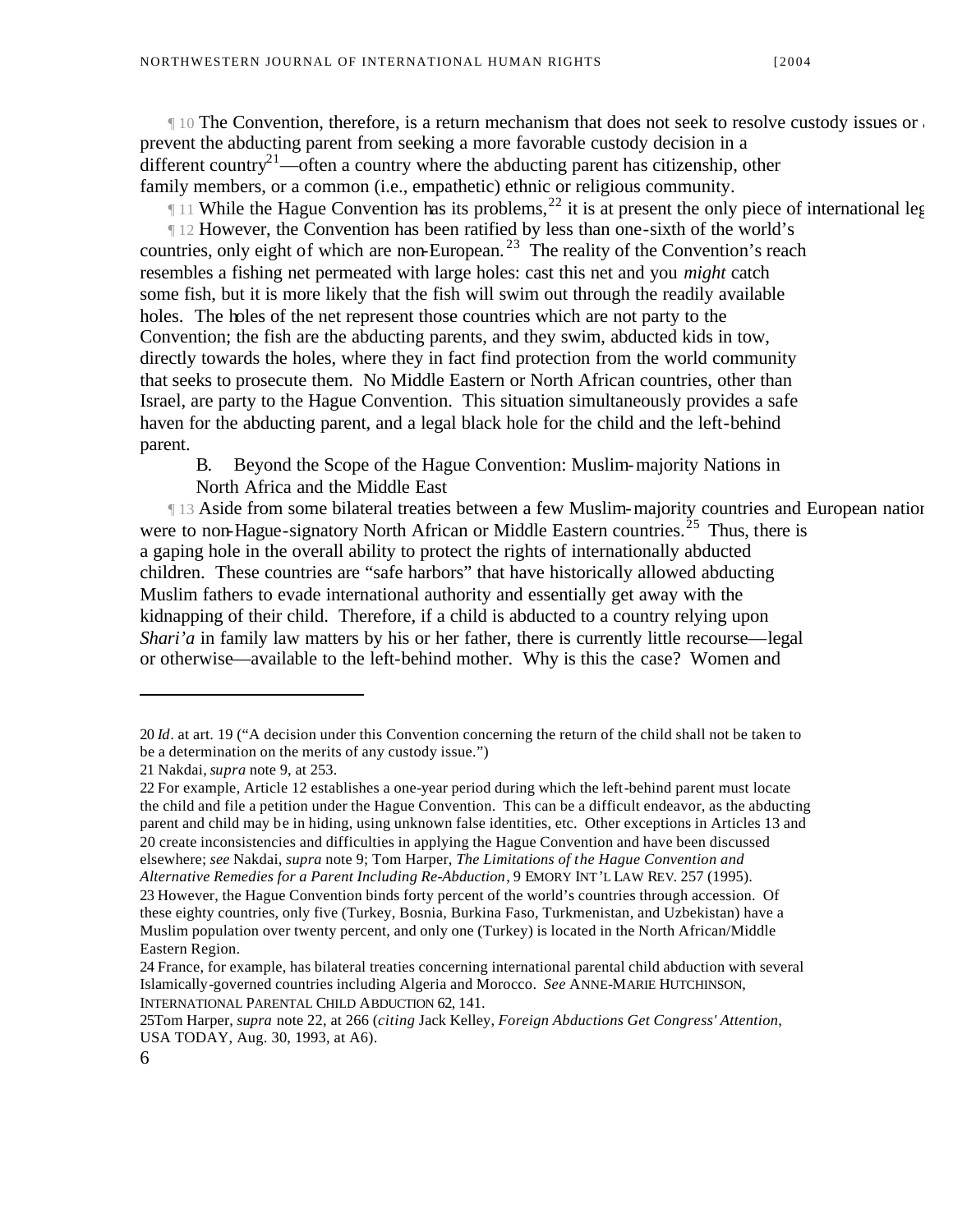¶ 10 The Convention, therefore, is a return mechanism that does not seek to resolve custody issues or a prevent the abducting parent from seeking a more favorable custody decision in a different country[21]—often a country where the abducting parent has citizenship, other family members, or a common (i.e., empathetic) ethnic or religious community.

¶ 11 While the Hague Convention has its problems,[22] it is at present the only piece of international leg

¶ 12 However, the Convention has been ratified by less than one-sixth of the world's countries, only eight of which are non-European.[23] The reality of the Convention's reach resembles a fishing net permeated with large holes: cast this net and you *might* catch some fish, but it is more likely that the fish will swim out through the readily available holes. The holes of the net represent those countries which are not party to the Convention; the fish are the abducting parents, and they swim, abducted kids in tow, directly towards the holes, where they in fact find protection from the world community that seeks to prosecute them. No Middle Eastern or North African countries, other than Israel, are party to the Hague Convention. This situation simultaneously provides a safe haven for the abducting parent, and a legal black hole for the child and the left-behind parent.

B. Beyond the Scope of the Hague Convention: Muslim-majority Nations in North Africa and the Middle East

¶ 13 Aside from some bilateral treaties between a few Muslim-majority countries and European nation were to non-Hague-signatory North African or Middle Eastern countries.[25] Thus, there is a gaping hole in the overall ability to protect the rights of internationally abducted children. These countries are "safe harbors" that have historically allowed abducting Muslim fathers to evade international authority and essentially get away with the kidnapping of their child. Therefore, if a child is abducted to a country relying upon *Shari'a* in family law matters by his or her father, there is currently little recourse—legal or otherwise—available to the left-behind mother. Why is this the case? Women and

---

20 *Id*. at art. 19 ("A decision under this Convention concerning the return of the child shall not be taken to be a determination on the merits of any custody issue.")

21 Nakdai, *supra* note 9, at 253.

22 For example, Article 12 establishes a one-year period during which the left-behind parent must locate the child and file a petition under the Hague Convention. This can be a difficult endeavor, as the abducting parent and child may be in hiding, using unknown false identities, etc. Other exceptions in Articles 13 and 20 create inconsistencies and difficulties in applying the Hague Convention and have been discussed elsewhere; *see* Nakdai, *supra* note 9; Tom Harper, *The Limitations of the Hague Convention and Alternative Remedies for a Parent Including Re-Abduction*, 9 EMORY INT'L LAW REV. 257 (1995).

23 However, the Hague Convention binds forty percent of the world's countries through accession. Of these eighty countries, only five (Turkey, Bosnia, Burkina Faso, Turkmenistan, and Uzbekistan) have a Muslim population over twenty percent, and only one (Turkey) is located in the North African/Middle Eastern Region.

24 France, for example, has bilateral treaties concerning international parental child abduction with several Islamically-governed countries including Algeria and Morocco. *See* ANNE-MARIE HUTCHINSON, INTERNATIONAL PARENTAL CHILD ABDUCTION 62, 141.

25 Tom Harper, *supra* note 22, at 266 (*citing* Jack Kelley, *Foreign Abductions Get Congress' Attention*, USA TODAY, Aug. 30, 1993, at A6).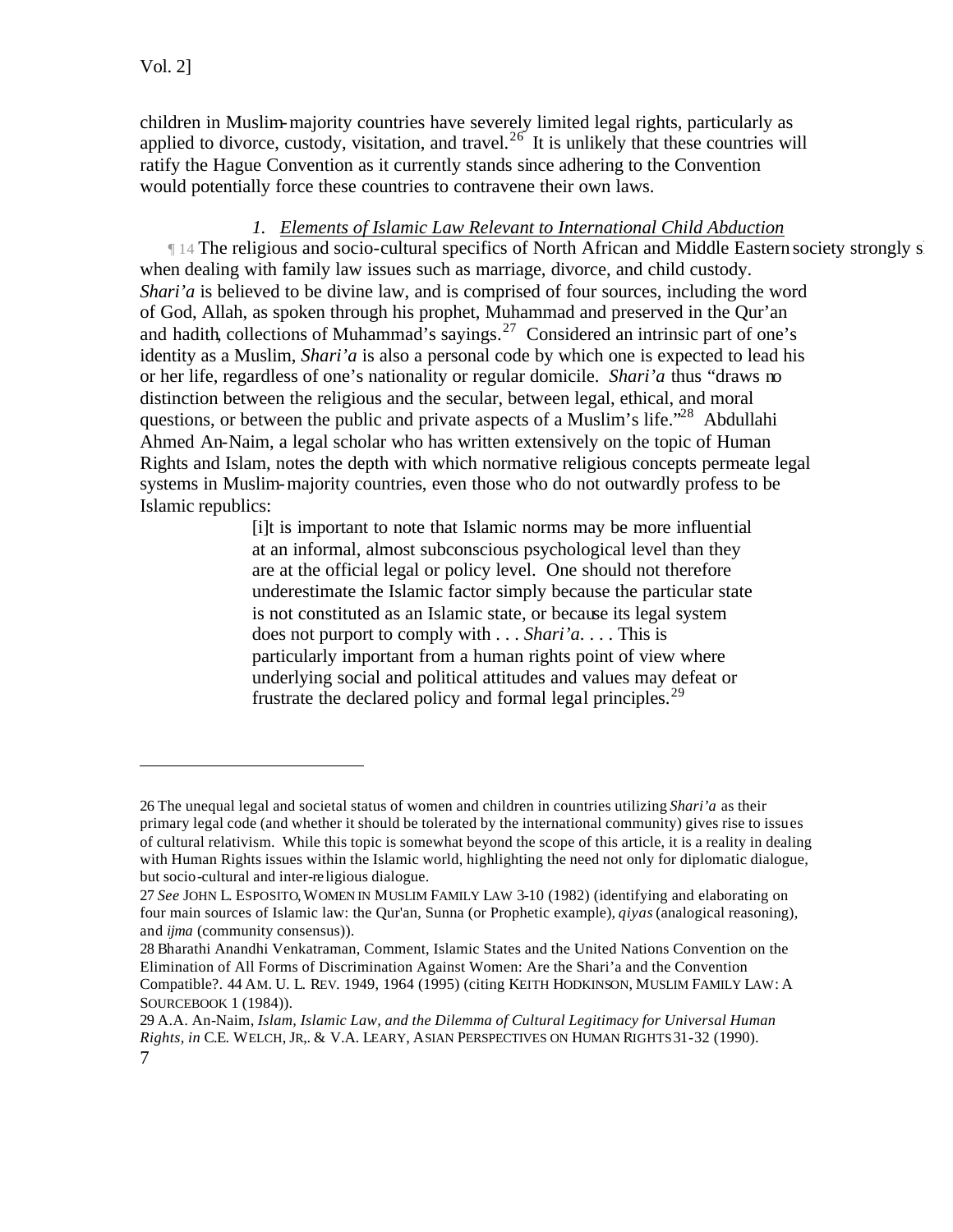children in Muslim-majority countries have severely limited legal rights, particularly as applied to divorce, custody, visitation, and travel.[26] It is unlikely that these countries will ratify the Hague Convention as it currently stands since adhering to the Convention would potentially force these countries to contravene their own laws.

### 1. *Elements of Islamic Law Relevant to International Child Abduction*

¶ 14 The religious and socio-cultural specifics of North African and Middle Eastern society strongly s when dealing with family law issues such as marriage, divorce, and child custody. *Shari'a* is believed to be divine law, and is comprised of four sources, including the word of God, Allah, as spoken through his prophet, Muhammad and preserved in the Qur'an and hadith, collections of Muhammad's sayings.[27] Considered an intrinsic part of one's identity as a Muslim, *Shari'a* is also a personal code by which one is expected to lead his or her life, regardless of one's nationality or regular domicile. *Shari'a* thus "draws no distinction between the religious and the secular, between legal, ethical, and moral questions, or between the public and private aspects of a Muslim's life."[28] Abdullahi Ahmed An-Naim, a legal scholar who has written extensively on the topic of Human Rights and Islam, notes the depth with which normative religious concepts permeate legal systems in Muslim-majority countries, even those who do not outwardly profess to be Islamic republics:

> [i]t is important to note that Islamic norms may be more influential at an informal, almost subconscious psychological level than they are at the official legal or policy level. One should not therefore underestimate the Islamic factor simply because the particular state is not constituted as an Islamic state, or because its legal system does not purport to comply with . . . *Shari'a*. . . . This is particularly important from a human rights point of view where underlying social and political attitudes and values may defeat or frustrate the declared policy and formal legal principles.[29]

---

26 The unequal legal and societal status of women and children in countries utilizing *Shari'a* as their primary legal code (and whether it should be tolerated by the international community) gives rise to issues of cultural relativism. While this topic is somewhat beyond the scope of this article, it is a reality in dealing with Human Rights issues within the Islamic world, highlighting the need not only for diplomatic dialogue, but socio-cultural and inter-religious dialogue.

27 *See* JOHN L. ESPOSITO, WOMEN IN MUSLIM FAMILY LAW 3-10 (1982) (identifying and elaborating on four main sources of Islamic law: the Qur'an, Sunna (or Prophetic example), *qiyas* (analogical reasoning), and *ijma* (community consensus)).

28 Bharathi Anandhi Venkatraman, Comment, Islamic States and the United Nations Convention on the Elimination of All Forms of Discrimination Against Women: Are the Shari'a and the Convention Compatible?. 44 AM. U. L. REV. 1949, 1964 (1995) (citing KEITH HODKINSON, MUSLIM FAMILY LAW: A SOURCEBOOK 1 (1984)).

29 A.A. An-Naim, *Islam, Islamic Law, and the Dilemma of Cultural Legitimacy for Universal Human Rights*, *in* C.E. WELCH, JR,. & V.A. LEARY, ASIAN PERSPECTIVES ON HUMAN RIGHTS 31-32 (1990).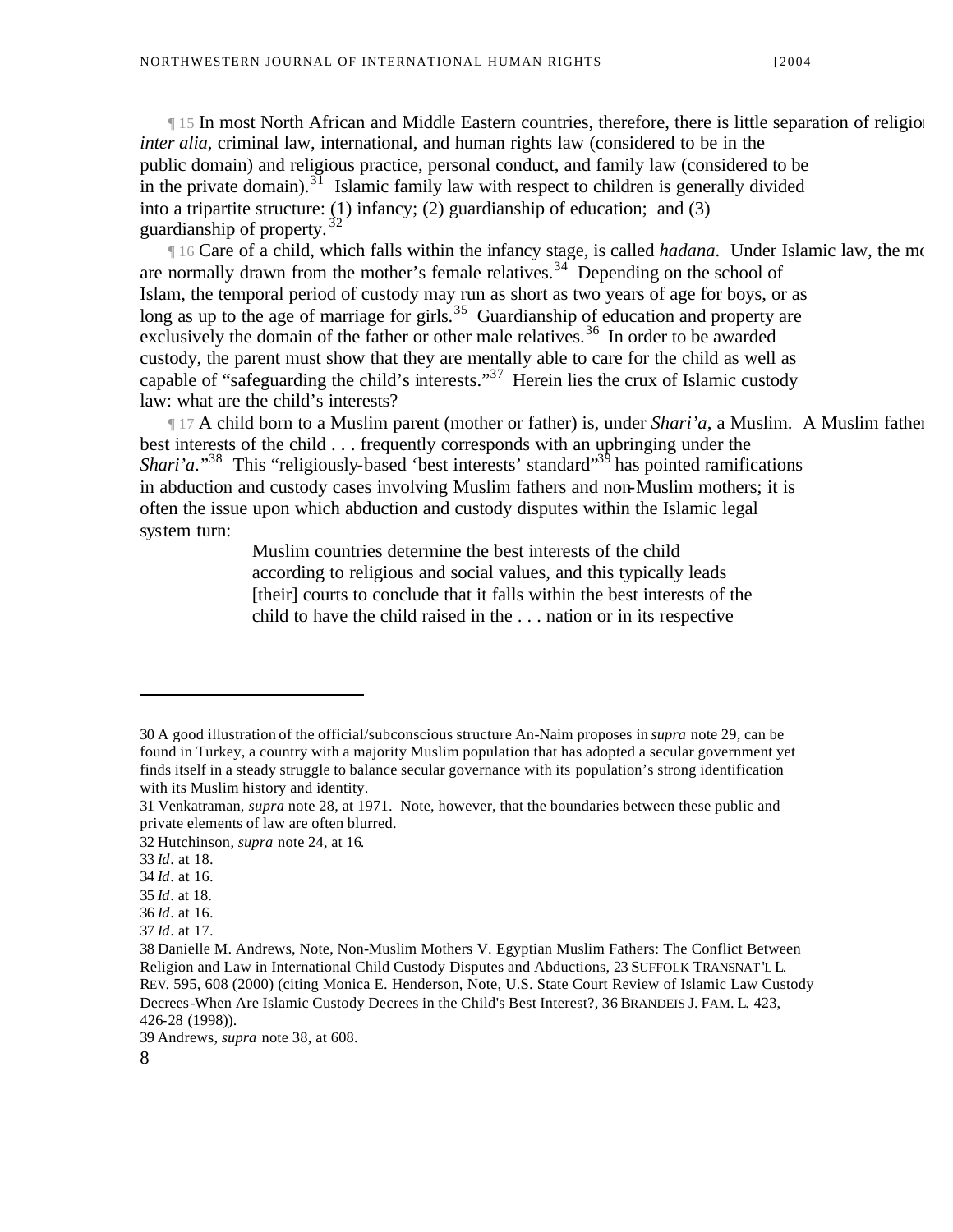¶ 15 In most North African and Middle Eastern countries, therefore, there is little separation of religion *inter alia*, criminal law, international, and human rights law (considered to be in the public domain) and religious practice, personal conduct, and family law (considered to be in the private domain).[31] Islamic family law with respect to children is generally divided into a tripartite structure: (1) infancy; (2) guardianship of education; and (3) guardianship of property.[32]

¶ 16 Care of a child, which falls within the infancy stage, is called *hadana*. Under Islamic law, the mo are normally drawn from the mother's female relatives.[34] Depending on the school of Islam, the temporal period of custody may run as short as two years of age for boys, or as long as up to the age of marriage for girls.[35] Guardianship of education and property are exclusively the domain of the father or other male relatives.[36] In order to be awarded custody, the parent must show that they are mentally able to care for the child as well as capable of "safeguarding the child's interests."[37] Herein lies the crux of Islamic custody law: what are the child's interests?

¶ 17 A child born to a Muslim parent (mother or father) is, under *Shari'a*, a Muslim. A Muslim father best interests of the child . . . frequently corresponds with an upbringing under the *Shari'a*."[38] This "religiously-based 'best interests' standard"[39] has pointed ramifications in abduction and custody cases involving Muslim fathers and non-Muslim mothers; it is often the issue upon which abduction and custody disputes within the Islamic legal system turn:

> Muslim countries determine the best interests of the child according to religious and social values, and this typically leads [their] courts to conclude that it falls within the best interests of the child to have the child raised in the . . . nation or in its respective

---

30 A good illustration of the official/subconscious structure An-Naim proposes in *supra* note 29, can be found in Turkey, a country with a majority Muslim population that has adopted a secular government yet finds itself in a steady struggle to balance secular governance with its population's strong identification with its Muslim history and identity.

31 Venkatraman, *supra* note 28, at 1971. Note, however, that the boundaries between these public and private elements of law are often blurred.

32 Hutchinson, *supra* note 24, at 16.

33 *Id*. at 18.

34 *Id*. at 16.

35 *Id*. at 18.

36 *Id*. at 16.

37 *Id*. at 17.

38 Danielle M. Andrews, Note, Non-Muslim Mothers V. Egyptian Muslim Fathers: The Conflict Between Religion and Law in International Child Custody Disputes and Abductions, 23 SUFFOLK TRANSNAT'L L. REV. 595, 608 (2000) (citing Monica E. Henderson, Note, U.S. State Court Review of Islamic Law Custody Decrees-When Are Islamic Custody Decrees in the Child's Best Interest?, 36 BRANDEIS J. FAM. L. 423, 426-28 (1998)).

39 Andrews, *supra* note 38, at 608.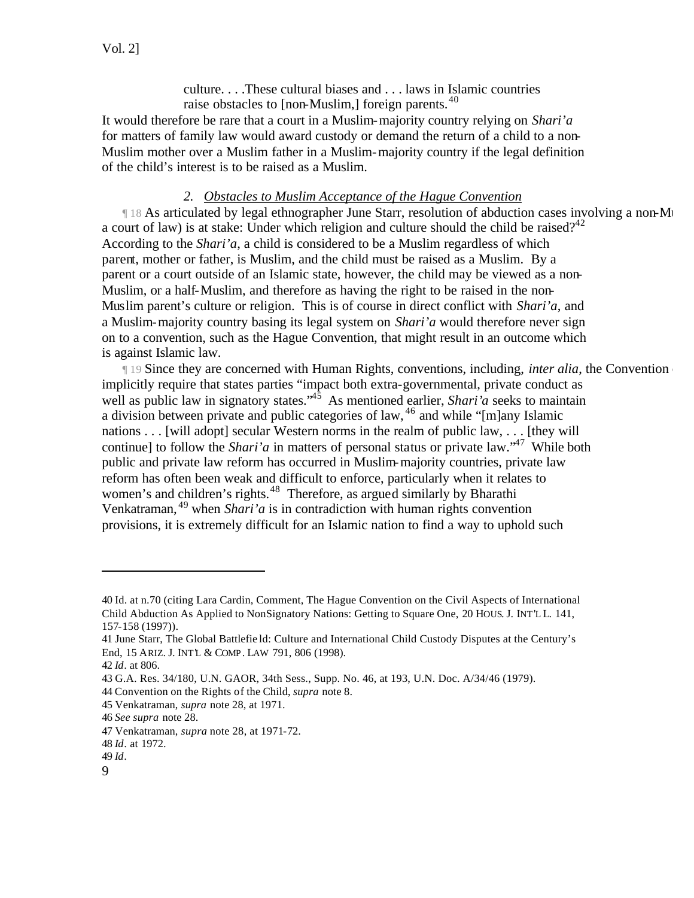culture. . . .These cultural biases and . . . laws in Islamic countries raise obstacles to [non-Muslim,] foreign parents.[40]

It would therefore be rare that a court in a Muslim-majority country relying on *Shari'a* for matters of family law would award custody or demand the return of a child to a non-Muslim mother over a Muslim father in a Muslim-majority country if the legal definition of the child's interest is to be raised as a Muslim.

### 2. Obstacles to Muslim Acceptance of the Hague Convention

¶ 18 As articulated by legal ethnographer June Starr, resolution of abduction cases involving a non-Mu a court of law) is at stake: Under which religion and culture should the child be raised?[42] According to the *Shari'a*, a child is considered to be a Muslim regardless of which parent, mother or father, is Muslim, and the child must be raised as a Muslim. By a parent or a court outside of an Islamic state, however, the child may be viewed as a non-Muslim, or a half-Muslim, and therefore as having the right to be raised in the non-Muslim parent's culture or religion. This is of course in direct conflict with *Shari'a*, and a Muslim-majority country basing its legal system on *Shari'a* would therefore never sign on to a convention, such as the Hague Convention, that might result in an outcome which is against Islamic law.

¶ 19 Since they are concerned with Human Rights, conventions, including, *inter alia*, the Convention implicitly require that states parties "impact both extra-governmental, private conduct as well as public law in signatory states."[45] As mentioned earlier, *Shari'a* seeks to maintain a division between private and public categories of law,[46] and while "[m]any Islamic nations . . . [will adopt] secular Western norms in the realm of public law, . . . [they will continue] to follow the *Shari'a* in matters of personal status or private law."[47] While both public and private law reform has occurred in Muslim-majority countries, private law reform has often been weak and difficult to enforce, particularly when it relates to women's and children's rights.[48] Therefore, as argued similarly by Bharathi Venkatraman,[49] when *Shari'a* is in contradiction with human rights convention provisions, it is extremely difficult for an Islamic nation to find a way to uphold such

---

40 Id. at n.70 (citing Lara Cardin, Comment, The Hague Convention on the Civil Aspects of International Child Abduction As Applied to NonSignatory Nations: Getting to Square One, 20 HOUS. J. INT'L L. 141, 157-158 (1997)).

41 June Starr, The Global Battlefield: Culture and International Child Custody Disputes at the Century's End, 15 ARIZ. J. INT'L & COMP. LAW 791, 806 (1998).

42 *Id*. at 806.

43 G.A. Res. 34/180, U.N. GAOR, 34th Sess., Supp. No. 46, at 193, U.N. Doc. A/34/46 (1979).

44 Convention on the Rights of the Child, *supra* note 8.

45 Venkatraman, *supra* note 28, at 1971.

46 *See supra* note 28.

47 Venkatraman, *supra* note 28, at 1971-72.

48 *Id*. at 1972.

49 *Id*.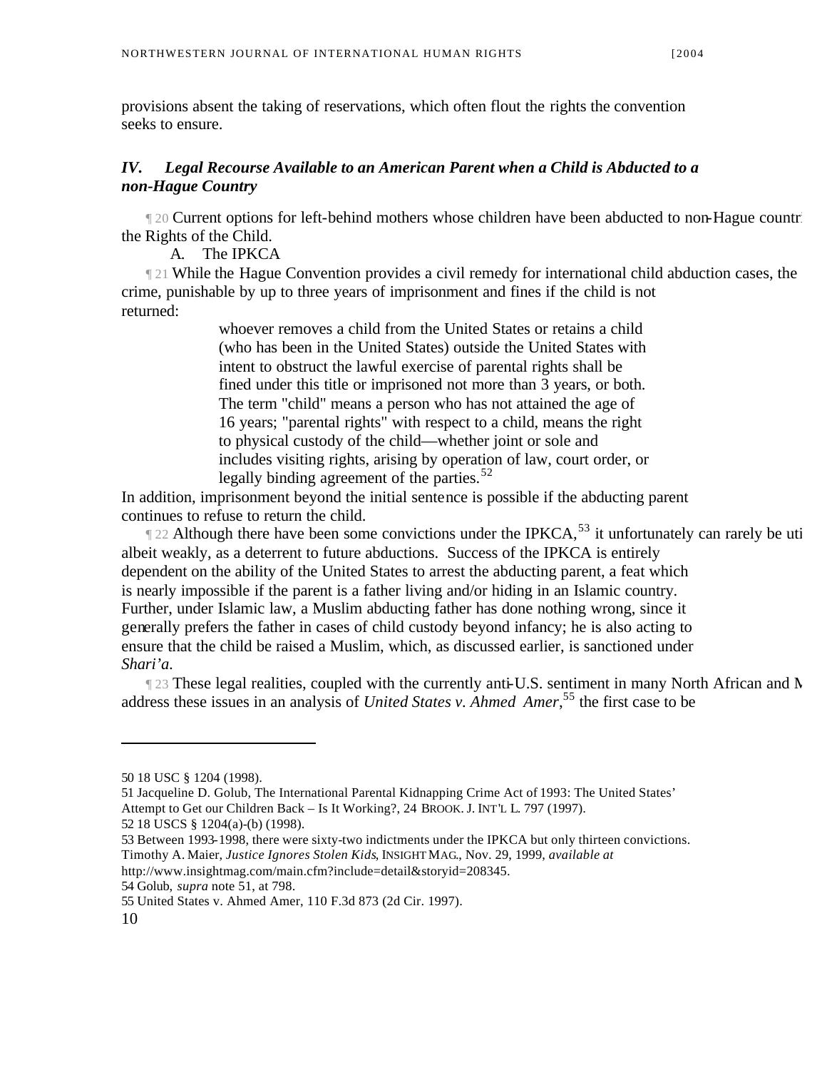provisions absent the taking of reservations, which often flout the rights the convention seeks to ensure.

## *IV. Legal Recourse Available to an American Parent when a Child is Abducted to a non-Hague Country*

¶ 20 Current options for left-behind mothers whose children have been abducted to non-Hague countr the Rights of the Child.

### A. The IPKCA

¶ 21 While the Hague Convention provides a civil remedy for international child abduction cases, the crime, punishable by up to three years of imprisonment and fines if the child is not returned:

> whoever removes a child from the United States or retains a child (who has been in the United States) outside the United States with intent to obstruct the lawful exercise of parental rights shall be fined under this title or imprisoned not more than 3 years, or both. The term "child" means a person who has not attained the age of 16 years; "parental rights" with respect to a child, means the right to physical custody of the child—whether joint or sole and includes visiting rights, arising by operation of law, court order, or legally binding agreement of the parties.[52]

In addition, imprisonment beyond the initial sentence is possible if the abducting parent continues to refuse to return the child.

¶ 22 Although there have been some convictions under the IPKCA,[53] it unfortunately can rarely be uti albeit weakly, as a deterrent to future abductions. Success of the IPKCA is entirely dependent on the ability of the United States to arrest the abducting parent, a feat which is nearly impossible if the parent is a father living and/or hiding in an Islamic country. Further, under Islamic law, a Muslim abducting father has done nothing wrong, since it generally prefers the father in cases of child custody beyond infancy; he is also acting to ensure that the child be raised a Muslim, which, as discussed earlier, is sanctioned under *Shari'a*.

¶ 23 These legal realities, coupled with the currently anti-U.S. sentiment in many North African and M address these issues in an analysis of *United States v. Ahmed Amer*,[55] the first case to be

---

50 18 USC § 1204 (1998).

51 Jacqueline D. Golub, The International Parental Kidnapping Crime Act of 1993: The United States' Attempt to Get our Children Back – Is It Working?, 24 BROOK. J. INT'L L. 797 (1997).

52 18 USCS § 1204(a)-(b) (1998).

53 Between 1993-1998, there were sixty-two indictments under the IPKCA but only thirteen convictions. Timothy A. Maier, *Justice Ignores Stolen Kids*, INSIGHT MAG., Nov. 29, 1999, *available at* http://www.insightmag.com/main.cfm?include=detail&storyid=208345.

54 Golub, *supra* note 51, at 798.

55 United States v. Ahmed Amer, 110 F.3d 873 (2d Cir. 1997).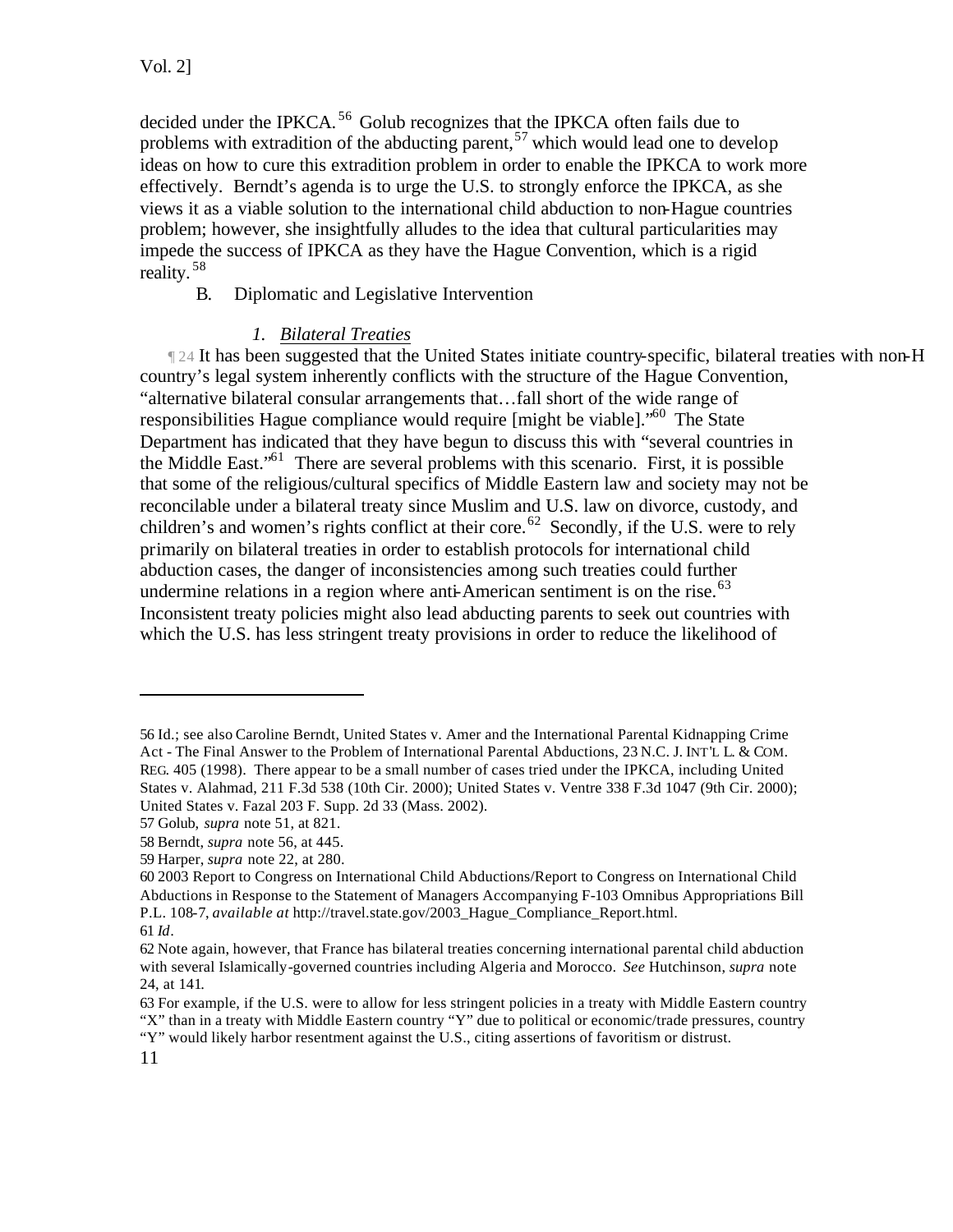decided under the IPKCA.[56] Golub recognizes that the IPKCA often fails due to problems with extradition of the abducting parent,[57] which would lead one to develop ideas on how to cure this extradition problem in order to enable the IPKCA to work more effectively. Berndt's agenda is to urge the U.S. to strongly enforce the IPKCA, as she views it as a viable solution to the international child abduction to non-Hague countries problem; however, she insightfully alludes to the idea that cultural particularities may impede the success of IPKCA as they have the Hague Convention, which is a rigid reality.[58]

### B. Diplomatic and Legislative Intervention

#### *1. Bilateral Treaties*

¶ 24 It has been suggested that the United States initiate country-specific, bilateral treaties with non-H country's legal system inherently conflicts with the structure of the Hague Convention, "alternative bilateral consular arrangements that…fall short of the wide range of responsibilities Hague compliance would require [might be viable]."[60] The State Department has indicated that they have begun to discuss this with "several countries in the Middle East."[61] There are several problems with this scenario. First, it is possible that some of the religious/cultural specifics of Middle Eastern law and society may not be reconcilable under a bilateral treaty since Muslim and U.S. law on divorce, custody, and children's and women's rights conflict at their core.[62] Secondly, if the U.S. were to rely primarily on bilateral treaties in order to establish protocols for international child abduction cases, the danger of inconsistencies among such treaties could further undermine relations in a region where anti-American sentiment is on the rise.[63] Inconsistent treaty policies might also lead abducting parents to seek out countries with which the U.S. has less stringent treaty provisions in order to reduce the likelihood of

---

56 Id.; see also Caroline Berndt, United States v. Amer and the International Parental Kidnapping Crime Act - The Final Answer to the Problem of International Parental Abductions, 23 N.C. J. INT'L L. & COM. REG. 405 (1998). There appear to be a small number of cases tried under the IPKCA, including United States v. Alahmad, 211 F.3d 538 (10th Cir. 2000); United States v. Ventre 338 F.3d 1047 (9th Cir. 2000); United States v. Fazal 203 F. Supp. 2d 33 (Mass. 2002).

57 Golub, *supra* note 51, at 821.

58 Berndt, *supra* note 56, at 445.

59 Harper, *supra* note 22, at 280.

60 2003 Report to Congress on International Child Abductions/Report to Congress on International Child Abductions in Response to the Statement of Managers Accompanying F-103 Omnibus Appropriations Bill P.L. 108-7, *available at* http://travel.state.gov/2003_Hague_Compliance_Report.html.

61 *Id*.

62 Note again, however, that France has bilateral treaties concerning international parental child abduction with several Islamically-governed countries including Algeria and Morocco. *See* Hutchinson, *supra* note 24, at 141.

63 For example, if the U.S. were to allow for less stringent policies in a treaty with Middle Eastern country "X" than in a treaty with Middle Eastern country "Y" due to political or economic/trade pressures, country "Y" would likely harbor resentment against the U.S., citing assertions of favoritism or distrust.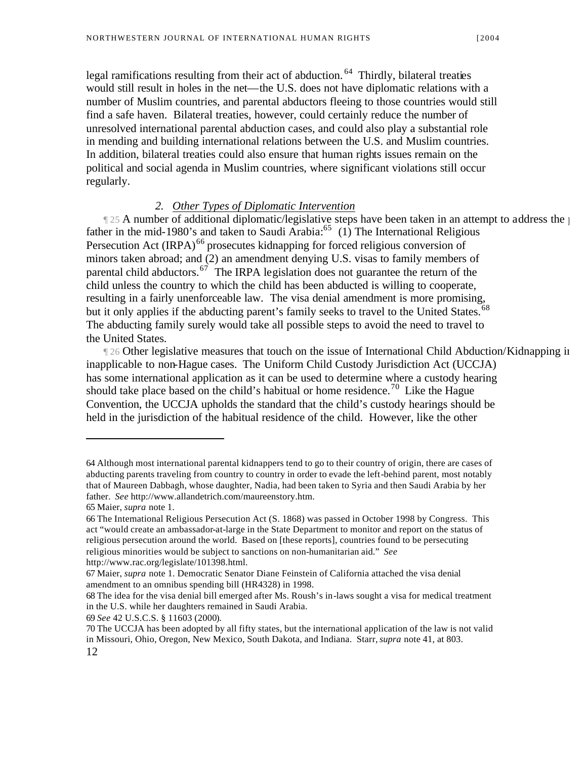legal ramifications resulting from their act of abduction.[64] Thirdly, bilateral treaties would still result in holes in the net—the U.S. does not have diplomatic relations with a number of Muslim countries, and parental abductors fleeing to those countries would still find a safe haven. Bilateral treaties, however, could certainly reduce the number of unresolved international parental abduction cases, and could also play a substantial role in mending and building international relations between the U.S. and Muslim countries. In addition, bilateral treaties could also ensure that human rights issues remain on the political and social agenda in Muslim countries, where significant violations still occur regularly.

### 2. *Other Types of Diplomatic Intervention*

¶ 25 A number of additional diplomatic/legislative steps have been taken in an attempt to address the p father in the mid-1980's and taken to Saudi Arabia:[65] (1) The International Religious Persecution Act (IRPA)[66] prosecutes kidnapping for forced religious conversion of minors taken abroad; and (2) an amendment denying U.S. visas to family members of parental child abductors.[67] The IRPA legislation does not guarantee the return of the child unless the country to which the child has been abducted is willing to cooperate, resulting in a fairly unenforceable law. The visa denial amendment is more promising, but it only applies if the abducting parent's family seeks to travel to the United States.[68] The abducting family surely would take all possible steps to avoid the need to travel to the United States.

¶ 26 Other legislative measures that touch on the issue of International Child Abduction/Kidnapping in inapplicable to non-Hague cases. The Uniform Child Custody Jurisdiction Act (UCCJA) has some international application as it can be used to determine where a custody hearing should take place based on the child's habitual or home residence.[70] Like the Hague Convention, the UCCJA upholds the standard that the child's custody hearings should be held in the jurisdiction of the habitual residence of the child. However, like the other

---

64 Although most international parental kidnappers tend to go to their country of origin, there are cases of abducting parents traveling from country to country in order to evade the left-behind parent, most notably that of Maureen Dabbagh, whose daughter, Nadia, had been taken to Syria and then Saudi Arabia by her father. *See* http://www.allandetrich.com/maureenstory.htm.

65 Maier, *supra* note 1.

66 The International Religious Persecution Act (S. 1868) was passed in October 1998 by Congress. This act "would create an ambassador-at-large in the State Department to monitor and report on the status of religious persecution around the world. Based on [these reports], countries found to be persecuting religious minorities would be subject to sanctions on non-humanitarian aid." *See* http://www.rac.org/legislate/101398.html.

67 Maier, *supra* note 1. Democratic Senator Diane Feinstein of California attached the visa denial amendment to an omnibus spending bill (HR4328) in 1998.

68 The idea for the visa denial bill emerged after Ms. Roush's in-laws sought a visa for medical treatment in the U.S. while her daughters remained in Saudi Arabia.

69 *See* 42 U.S.C.S. § 11603 (2000).

70 The UCCJA has been adopted by all fifty states, but the international application of the law is not valid in Missouri, Ohio, Oregon, New Mexico, South Dakota, and Indiana. Starr, *supra* note 41, at 803.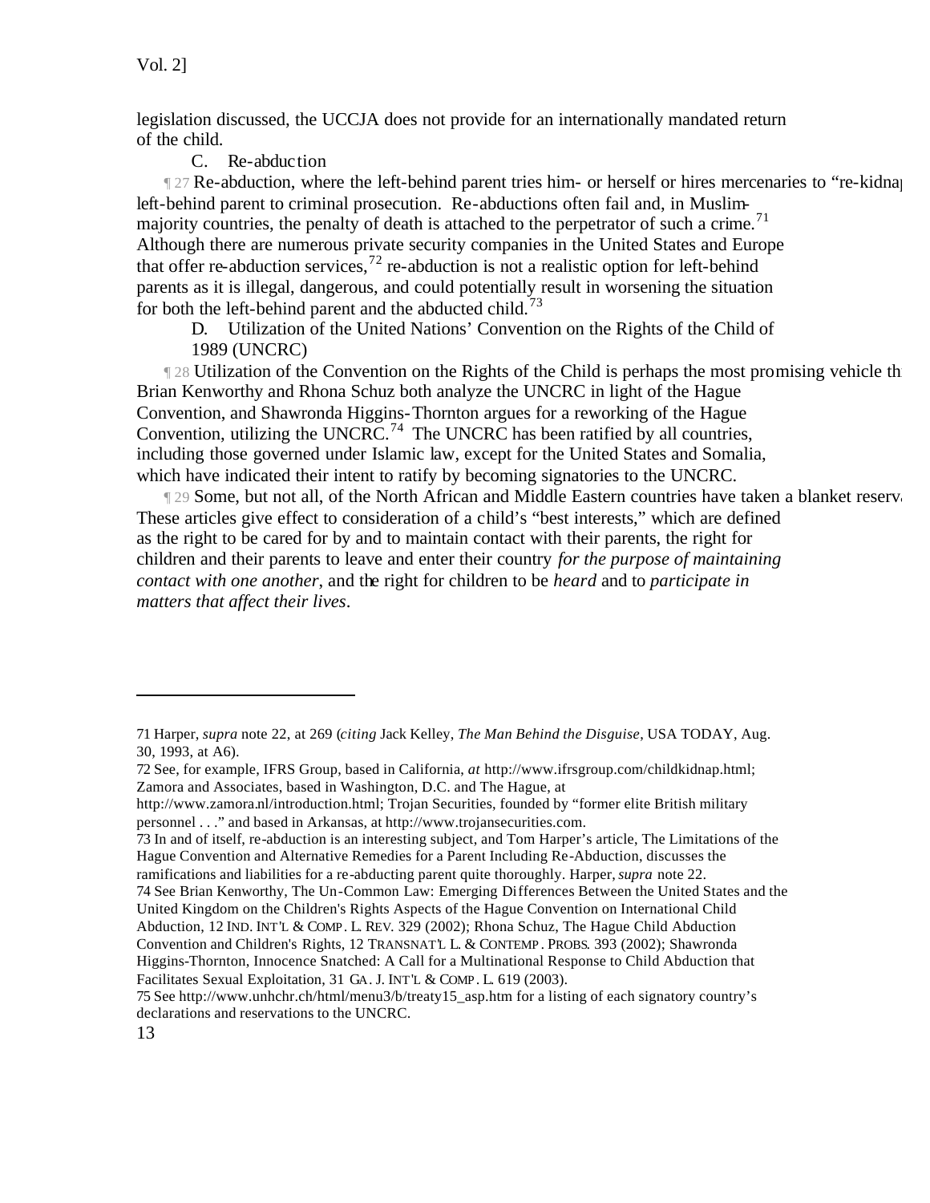legislation discussed, the UCCJA does not provide for an internationally mandated return of the child.

C. Re-abduction

¶ 27 Re-abduction, where the left-behind parent tries him- or herself or hires mercenaries to "re-kidnap left-behind parent to criminal prosecution. Re-abductions often fail and, in Muslim-majority countries, the penalty of death is attached to the perpetrator of such a crime.[71] Although there are numerous private security companies in the United States and Europe that offer re-abduction services,[72] re-abduction is not a realistic option for left-behind parents as it is illegal, dangerous, and could potentially result in worsening the situation for both the left-behind parent and the abducted child.[73]

D. Utilization of the United Nations' Convention on the Rights of the Child of 1989 (UNCRC)

¶ 28 Utilization of the Convention on the Rights of the Child is perhaps the most promising vehicle th Brian Kenworthy and Rhona Schuz both analyze the UNCRC in light of the Hague Convention, and Shawronda Higgins-Thornton argues for a reworking of the Hague Convention, utilizing the UNCRC.[74] The UNCRC has been ratified by all countries, including those governed under Islamic law, except for the United States and Somalia, which have indicated their intent to ratify by becoming signatories to the UNCRC.

¶ 29 Some, but not all, of the North African and Middle Eastern countries have taken a blanket reserva These articles give effect to consideration of a child's "best interests," which are defined as the right to be cared for by and to maintain contact with their parents, the right for children and their parents to leave and enter their country *for the purpose of maintaining contact with one another*, and the right for children to be *heard* and to *participate in matters that affect their lives*.

---

71 Harper, *supra* note 22, at 269 (*citing* Jack Kelley, *The Man Behind the Disguise*, USA TODAY, Aug. 30, 1993, at A6).

72 See, for example, IFRS Group, based in California, *at* http://www.ifrsgroup.com/childkidnap.html; Zamora and Associates, based in Washington, D.C. and The Hague, at http://www.zamora.nl/introduction.html; Trojan Securities, founded by "former elite British military personnel . . ." and based in Arkansas, at http://www.trojansecurities.com.

73 In and of itself, re-abduction is an interesting subject, and Tom Harper's article, The Limitations of the Hague Convention and Alternative Remedies for a Parent Including Re-Abduction, discusses the ramifications and liabilities for a re-abducting parent quite thoroughly. Harper, *supra* note 22.

74 See Brian Kenworthy, The Un-Common Law: Emerging Differences Between the United States and the United Kingdom on the Children's Rights Aspects of the Hague Convention on International Child Abduction, 12 IND. INT'L & COMP. L. REV. 329 (2002); Rhona Schuz, The Hague Child Abduction Convention and Children's Rights, 12 TRANSNAT'L L. & CONTEMP. PROBS. 393 (2002); Shawronda Higgins-Thornton, Innocence Snatched: A Call for a Multinational Response to Child Abduction that Facilitates Sexual Exploitation, 31 GA. J. INT'L & COMP. L. 619 (2003).

75 See http://www.unhchr.ch/html/menu3/b/treaty15_asp.htm for a listing of each signatory country's declarations and reservations to the UNCRC.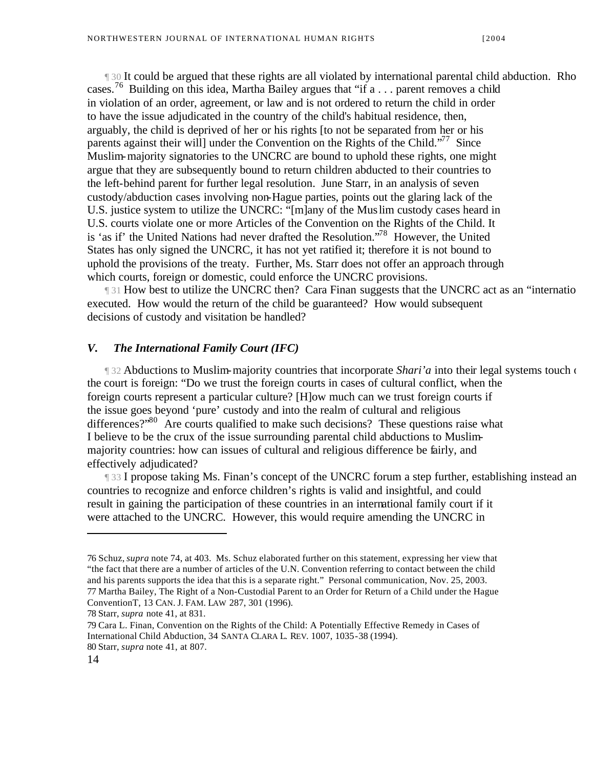¶ 30 It could be argued that these rights are all violated by international parental child abduction. Rho cases.[76] Building on this idea, Martha Bailey argues that "if a . . . parent removes a child in violation of an order, agreement, or law and is not ordered to return the child in order to have the issue adjudicated in the country of the child's habitual residence, then, arguably, the child is deprived of her or his rights [to not be separated from her or his parents against their will] under the Convention on the Rights of the Child."[77] Since Muslim-majority signatories to the UNCRC are bound to uphold these rights, one might argue that they are subsequently bound to return children abducted to their countries to the left-behind parent for further legal resolution. June Starr, in an analysis of seven custody/abduction cases involving non-Hague parties, points out the glaring lack of the U.S. justice system to utilize the UNCRC: "[m]any of the Muslim custody cases heard in U.S. courts violate one or more Articles of the Convention on the Rights of the Child. It is 'as if' the United Nations had never drafted the Resolution."[78] However, the United States has only signed the UNCRC, it has not yet ratified it; therefore it is not bound to uphold the provisions of the treaty. Further, Ms. Starr does not offer an approach through which courts, foreign or domestic, could enforce the UNCRC provisions.

¶ 31 How best to utilize the UNCRC then? Cara Finan suggests that the UNCRC act as an "internatio executed. How would the return of the child be guaranteed? How would subsequent decisions of custody and visitation be handled?

## V. *The International Family Court (IFC)*

¶ 32 Abductions to Muslim-majority countries that incorporate *Shari'a* into their legal systems touch o the court is foreign: "Do we trust the foreign courts in cases of cultural conflict, when the foreign courts represent a particular culture? [H]ow much can we trust foreign courts if the issue goes beyond 'pure' custody and into the realm of cultural and religious differences?"[80] Are courts qualified to make such decisions? These questions raise what I believe to be the crux of the issue surrounding parental child abductions to Muslim-majority countries: how can issues of cultural and religious difference be fairly, and effectively adjudicated?

¶ 33 I propose taking Ms. Finan's concept of the UNCRC forum a step further, establishing instead an countries to recognize and enforce children's rights is valid and insightful, and could result in gaining the participation of these countries in an international family court if it were attached to the UNCRC. However, this would require amending the UNCRC in

---

76 Schuz, *supra* note 74, at 403. Ms. Schuz elaborated further on this statement, expressing her view that "the fact that there are a number of articles of the U.N. Convention referring to contact between the child and his parents supports the idea that this is a separate right." Personal communication, Nov. 25, 2003.

77 Martha Bailey, The Right of a Non-Custodial Parent to an Order for Return of a Child under the Hague ConventionT, 13 CAN. J. FAM. LAW 287, 301 (1996).

78 Starr, *supra* note 41, at 831.

79 Cara L. Finan, Convention on the Rights of the Child: A Potentially Effective Remedy in Cases of International Child Abduction, 34 SANTA CLARA L. REV. 1007, 1035-38 (1994).

80 Starr, *supra* note 41, at 807.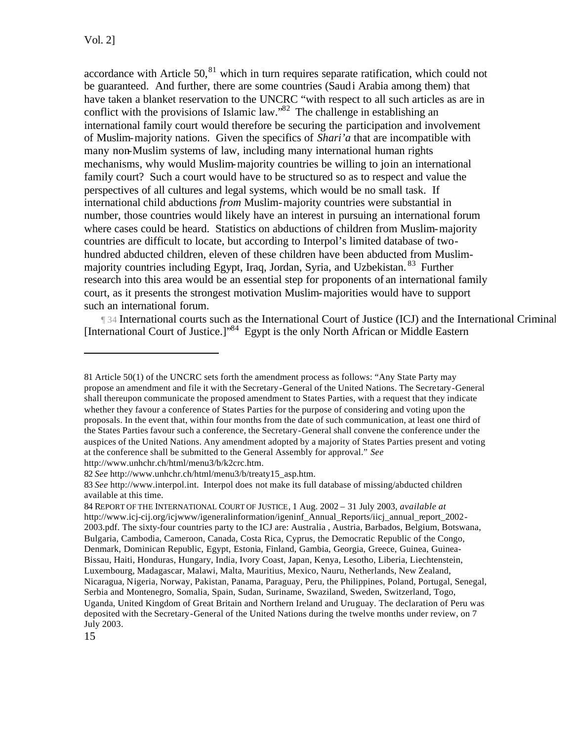accordance with Article 50,[81] which in turn requires separate ratification, which could not be guaranteed. And further, there are some countries (Saudi Arabia among them) that have taken a blanket reservation to the UNCRC "with respect to all such articles as are in conflict with the provisions of Islamic law."[82] The challenge in establishing an international family court would therefore be securing the participation and involvement of Muslim-majority nations. Given the specifics of *Shari'a* that are incompatible with many non-Muslim systems of law, including many international human rights mechanisms, why would Muslim-majority countries be willing to join an international family court? Such a court would have to be structured so as to respect and value the perspectives of all cultures and legal systems, which would be no small task. If international child abductions *from* Muslim-majority countries were substantial in number, those countries would likely have an interest in pursuing an international forum where cases could be heard. Statistics on abductions of children from Muslim-majority countries are difficult to locate, but according to Interpol's limited database of two-hundred abducted children, eleven of these children have been abducted from Muslim-majority countries including Egypt, Iraq, Jordan, Syria, and Uzbekistan.[83] Further research into this area would be an essential step for proponents of an international family court, as it presents the strongest motivation Muslim-majorities would have to support such an international forum.

¶ 34 International courts such as the International Court of Justice (ICJ) and the International Criminal [International Court of Justice.]"[84] Egypt is the only North African or Middle Eastern

---

81 Article 50(1) of the UNCRC sets forth the amendment process as follows: "Any State Party may propose an amendment and file it with the Secretary-General of the United Nations. The Secretary-General shall thereupon communicate the proposed amendment to States Parties, with a request that they indicate whether they favour a conference of States Parties for the purpose of considering and voting upon the proposals. In the event that, within four months from the date of such communication, at least one third of the States Parties favour such a conference, the Secretary-General shall convene the conference under the auspices of the United Nations. Any amendment adopted by a majority of States Parties present and voting at the conference shall be submitted to the General Assembly for approval." *See* http://www.unhchr.ch/html/menu3/b/k2crc.htm.

82 *See* http://www.unhchr.ch/html/menu3/b/treaty15_asp.htm.

83 *See* http://www.interpol.int. Interpol does not make its full database of missing/abducted children available at this time.

84 REPORT OF THE INTERNATIONAL COURT OF JUSTICE, 1 Aug. 2002 – 31 July 2003, *available at* http://www.icj-cij.org/icjwww/igeneralinformation/igeninf_Annual_Reports/iicj_annual_report_2002-2003.pdf. The sixty-four countries party to the ICJ are: Australia , Austria, Barbados, Belgium, Botswana, Bulgaria, Cambodia, Cameroon, Canada, Costa Rica, Cyprus, the Democratic Republic of the Congo, Denmark, Dominican Republic, Egypt, Estonia, Finland, Gambia, Georgia, Greece, Guinea, Guinea-Bissau, Haiti, Honduras, Hungary, India, Ivory Coast, Japan, Kenya, Lesotho, Liberia, Liechtenstein, Luxembourg, Madagascar, Malawi, Malta, Mauritius, Mexico, Nauru, Netherlands, New Zealand, Nicaragua, Nigeria, Norway, Pakistan, Panama, Paraguay, Peru, the Philippines, Poland, Portugal, Senegal, Serbia and Montenegro, Somalia, Spain, Sudan, Suriname, Swaziland, Sweden, Switzerland, Togo, Uganda, United Kingdom of Great Britain and Northern Ireland and Uruguay. The declaration of Peru was deposited with the Secretary-General of the United Nations during the twelve months under review, on 7 July 2003.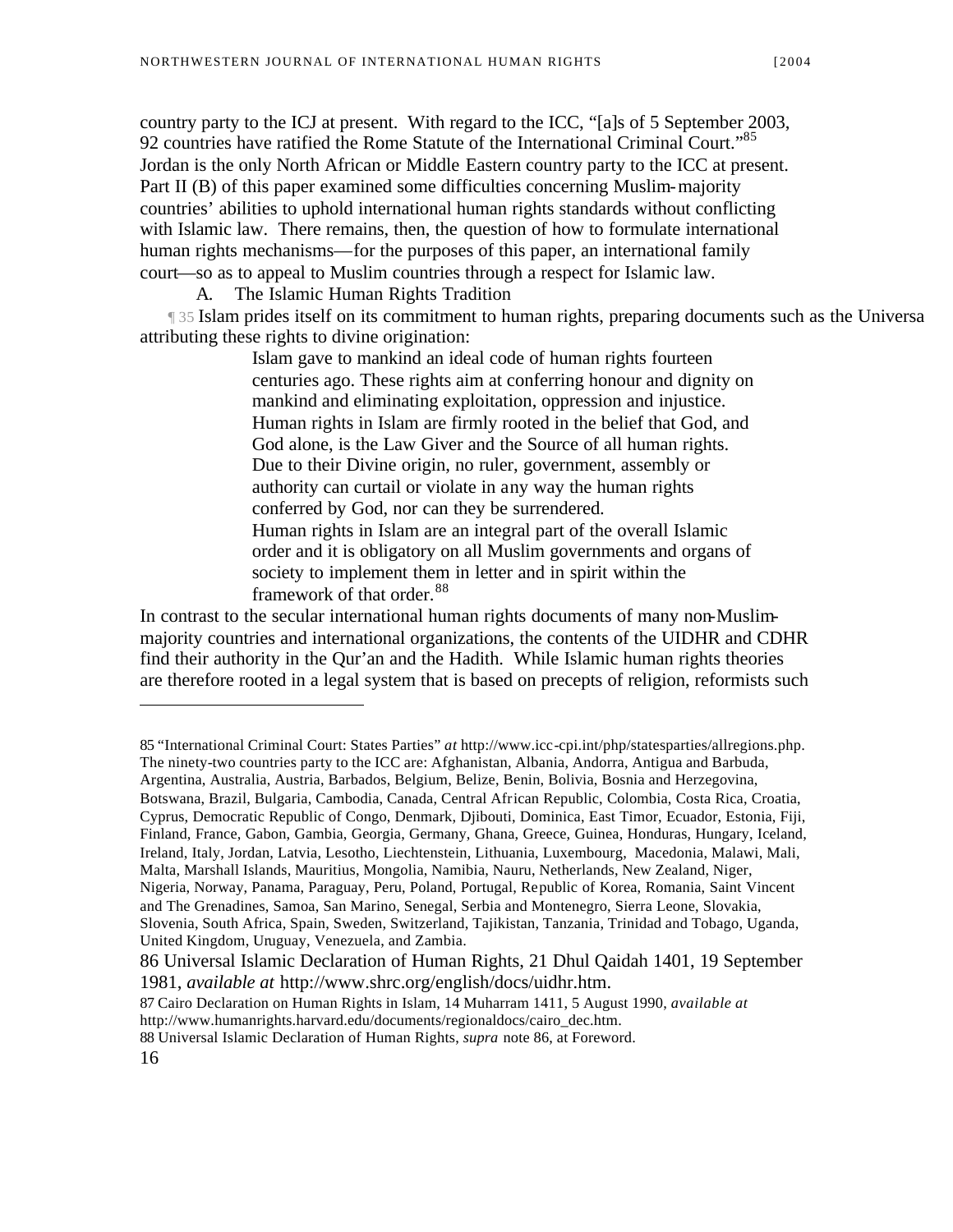country party to the ICJ at present. With regard to the ICC, "[a]s of 5 September 2003, 92 countries have ratified the Rome Statute of the International Criminal Court."[85] Jordan is the only North African or Middle Eastern country party to the ICC at present. Part II (B) of this paper examined some difficulties concerning Muslim-majority countries' abilities to uphold international human rights standards without conflicting with Islamic law. There remains, then, the question of how to formulate international human rights mechanisms—for the purposes of this paper, an international family court—so as to appeal to Muslim countries through a respect for Islamic law.

### A. The Islamic Human Rights Tradition

¶ 35 Islam prides itself on its commitment to human rights, preparing documents such as the Universa attributing these rights to divine origination:

> Islam gave to mankind an ideal code of human rights fourteen centuries ago. These rights aim at conferring honour and dignity on mankind and eliminating exploitation, oppression and injustice. Human rights in Islam are firmly rooted in the belief that God, and God alone, is the Law Giver and the Source of all human rights. Due to their Divine origin, no ruler, government, assembly or authority can curtail or violate in any way the human rights conferred by God, nor can they be surrendered.
>
> Human rights in Islam are an integral part of the overall Islamic order and it is obligatory on all Muslim governments and organs of society to implement them in letter and in spirit within the framework of that order.[88]

In contrast to the secular international human rights documents of many non-Muslim-majority countries and international organizations, the contents of the UIDHR and CDHR find their authority in the Qur'an and the Hadith. While Islamic human rights theories are therefore rooted in a legal system that is based on precepts of religion, reformists such

---

85 "International Criminal Court: States Parties" *at* http://www.icc-cpi.int/php/statesparties/allregions.php. The ninety-two countries party to the ICC are: Afghanistan, Albania, Andorra, Antigua and Barbuda, Argentina, Australia, Austria, Barbados, Belgium, Belize, Benin, Bolivia, Bosnia and Herzegovina, Botswana, Brazil, Bulgaria, Cambodia, Canada, Central African Republic, Colombia, Costa Rica, Croatia, Cyprus, Democratic Republic of Congo, Denmark, Djibouti, Dominica, East Timor, Ecuador, Estonia, Fiji, Finland, France, Gabon, Gambia, Georgia, Germany, Ghana, Greece, Guinea, Honduras, Hungary, Iceland, Ireland, Italy, Jordan, Latvia, Lesotho, Liechtenstein, Lithuania, Luxembourg, Macedonia, Malawi, Mali, Malta, Marshall Islands, Mauritius, Mongolia, Namibia, Nauru, Netherlands, New Zealand, Niger, Nigeria, Norway, Panama, Paraguay, Peru, Poland, Portugal, Republic of Korea, Romania, Saint Vincent and The Grenadines, Samoa, San Marino, Senegal, Serbia and Montenegro, Sierra Leone, Slovakia, Slovenia, South Africa, Spain, Sweden, Switzerland, Tajikistan, Tanzania, Trinidad and Tobago, Uganda, United Kingdom, Uruguay, Venezuela, and Zambia.

86 Universal Islamic Declaration of Human Rights, 21 Dhul Qaidah 1401, 19 September 1981, *available at* http://www.shrc.org/english/docs/uidhr.htm.

87 Cairo Declaration on Human Rights in Islam, 14 Muharram 1411, 5 August 1990, *available at* http://www.humanrights.harvard.edu/documents/regionaldocs/cairo_dec.htm.

88 Universal Islamic Declaration of Human Rights, *supra* note 86, at Foreword.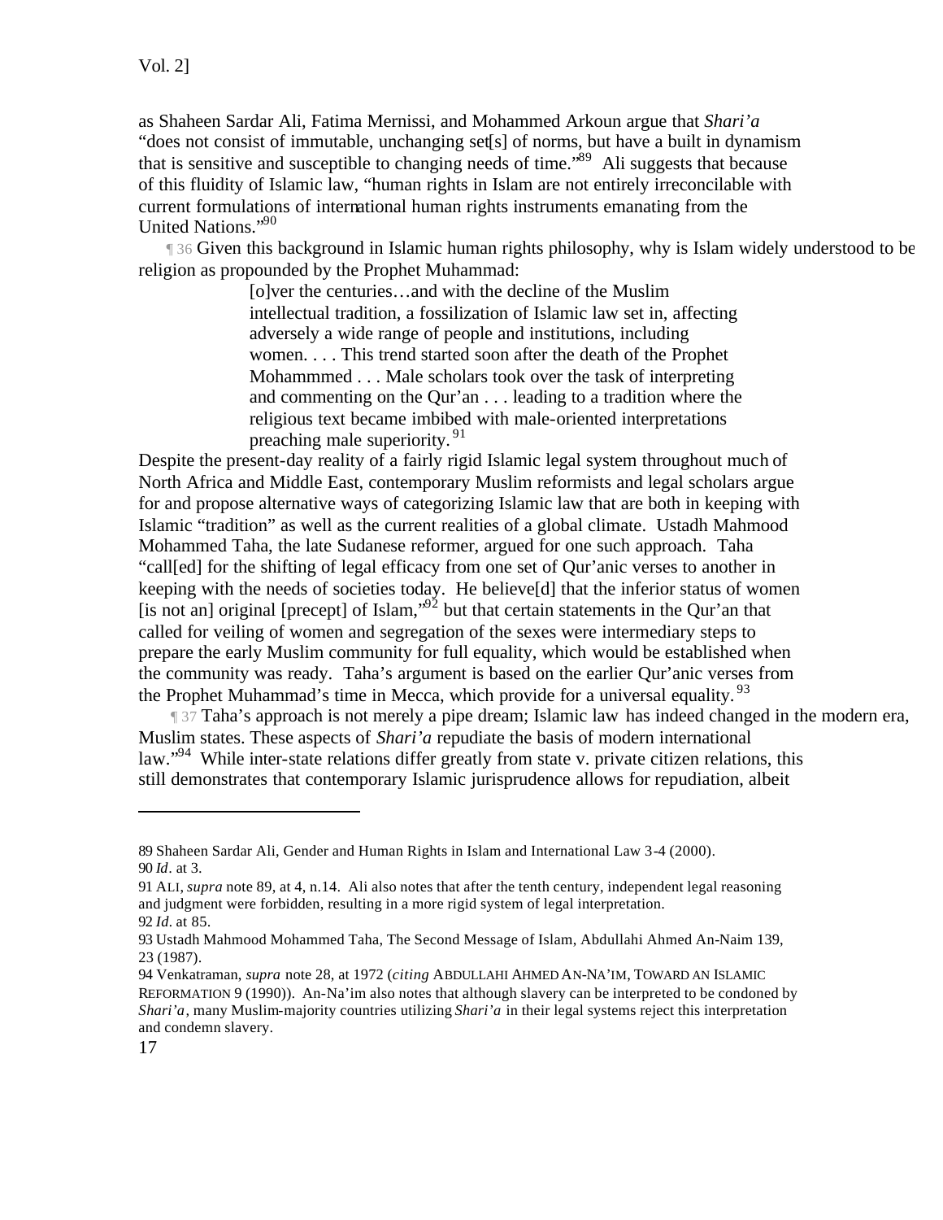as Shaheen Sardar Ali, Fatima Mernissi, and Mohammed Arkoun argue that *Shari'a* "does not consist of immutable, unchanging set[s] of norms, but have a built in dynamism that is sensitive and susceptible to changing needs of time."[89] Ali suggests that because of this fluidity of Islamic law, "human rights in Islam are not entirely irreconcilable with current formulations of international human rights instruments emanating from the United Nations."[90]

¶ 36 Given this background in Islamic human rights philosophy, why is Islam widely understood to be religion as propounded by the Prophet Muhammad:

> [o]ver the centuries…and with the decline of the Muslim intellectual tradition, a fossilization of Islamic law set in, affecting adversely a wide range of people and institutions, including women. . . . This trend started soon after the death of the Prophet Mohammmed . . . Male scholars took over the task of interpreting and commenting on the Qur'an . . . leading to a tradition where the religious text became imbibed with male-oriented interpretations preaching male superiority.[91]

Despite the present-day reality of a fairly rigid Islamic legal system throughout much of North Africa and Middle East, contemporary Muslim reformists and legal scholars argue for and propose alternative ways of categorizing Islamic law that are both in keeping with Islamic "tradition" as well as the current realities of a global climate. Ustadh Mahmood Mohammed Taha, the late Sudanese reformer, argued for one such approach. Taha "call[ed] for the shifting of legal efficacy from one set of Qur'anic verses to another in keeping with the needs of societies today. He believe[d] that the inferior status of women [is not an] original [precept] of Islam,"[92] but that certain statements in the Qur'an that called for veiling of women and segregation of the sexes were intermediary steps to prepare the early Muslim community for full equality, which would be established when the community was ready. Taha's argument is based on the earlier Qur'anic verses from the Prophet Muhammad's time in Mecca, which provide for a universal equality.[93]

¶ 37 Taha's approach is not merely a pipe dream; Islamic law has indeed changed in the modern era, Muslim states. These aspects of *Shari'a* repudiate the basis of modern international law."[94] While inter-state relations differ greatly from state v. private citizen relations, this still demonstrates that contemporary Islamic jurisprudence allows for repudiation, albeit

---

89 Shaheen Sardar Ali, Gender and Human Rights in Islam and International Law 3-4 (2000).
90 *Id*. at 3.
91 ALI, *supra* note 89, at 4, n.14. Ali also notes that after the tenth century, independent legal reasoning and judgment were forbidden, resulting in a more rigid system of legal interpretation.
92 *Id*. at 85.
93 Ustadh Mahmood Mohammed Taha, The Second Message of Islam, Abdullahi Ahmed An-Naim 139, 23 (1987).
94 Venkatraman, *supra* note 28, at 1972 (*citing* ABDULLAHI AHMED AN-NA'IM, TOWARD AN ISLAMIC REFORMATION 9 (1990)). An-Na'im also notes that although slavery can be interpreted to be condoned by *Shari'a*, many Muslim-majority countries utilizing *Shari'a* in their legal systems reject this interpretation and condemn slavery.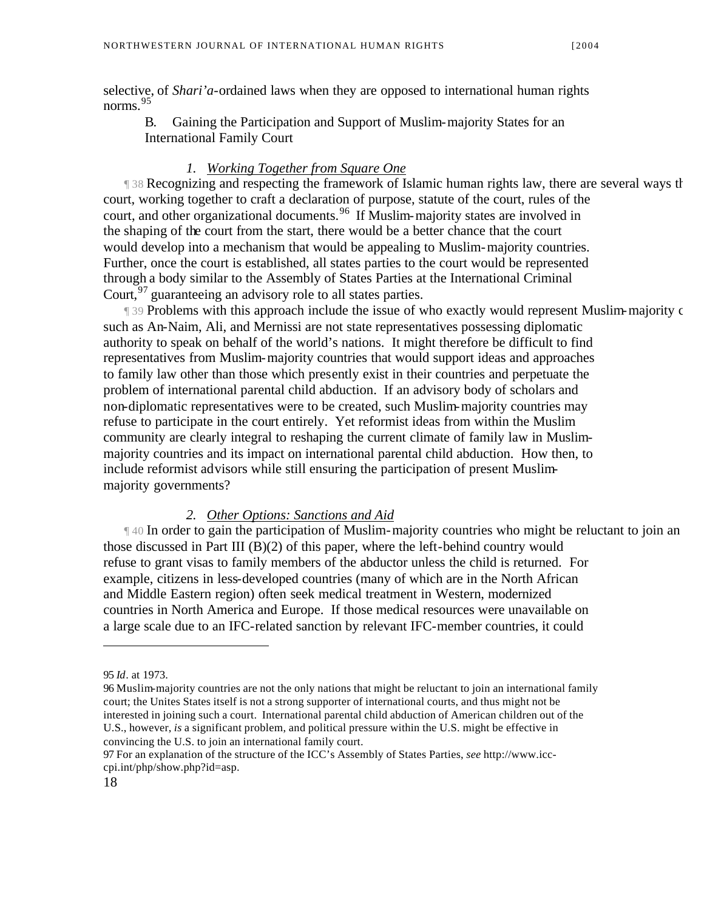selective, of *Shari'a*-ordained laws when they are opposed to international human rights norms.[95]

B. Gaining the Participation and Support of Muslim-majority States for an International Family Court

### *1. Working Together from Square One*

¶ 38 Recognizing and respecting the framework of Islamic human rights law, there are several ways th court, working together to craft a declaration of purpose, statute of the court, rules of the court, and other organizational documents.[96] If Muslim-majority states are involved in the shaping of the court from the start, there would be a better chance that the court would develop into a mechanism that would be appealing to Muslim-majority countries. Further, once the court is established, all states parties to the court would be represented through a body similar to the Assembly of States Parties at the International Criminal Court,[97] guaranteeing an advisory role to all states parties.

¶ 39 Problems with this approach include the issue of who exactly would represent Muslim-majority c such as An-Naim, Ali, and Mernissi are not state representatives possessing diplomatic authority to speak on behalf of the world's nations. It might therefore be difficult to find representatives from Muslim-majority countries that would support ideas and approaches to family law other than those which presently exist in their countries and perpetuate the problem of international parental child abduction. If an advisory body of scholars and non-diplomatic representatives were to be created, such Muslim-majority countries may refuse to participate in the court entirely. Yet reformist ideas from within the Muslim community are clearly integral to reshaping the current climate of family law in Muslim-majority countries and its impact on international parental child abduction. How then, to include reformist advisors while still ensuring the participation of present Muslim-majority governments?

### *2. Other Options: Sanctions and Aid*

¶ 40 In order to gain the participation of Muslim-majority countries who might be reluctant to join an those discussed in Part III (B)(2) of this paper, where the left-behind country would refuse to grant visas to family members of the abductor unless the child is returned. For example, citizens in less-developed countries (many of which are in the North African and Middle Eastern region) often seek medical treatment in Western, modernized countries in North America and Europe. If those medical resources were unavailable on a large scale due to an IFC-related sanction by relevant IFC-member countries, it could

---

95 *Id*. at 1973.

96 Muslim-majority countries are not the only nations that might be reluctant to join an international family court; the Unites States itself is not a strong supporter of international courts, and thus might not be interested in joining such a court. International parental child abduction of American children out of the U.S., however, *is* a significant problem, and political pressure within the U.S. might be effective in convincing the U.S. to join an international family court.

97 For an explanation of the structure of the ICC's Assembly of States Parties, *see* http://www.icc-cpi.int/php/show.php?id=asp.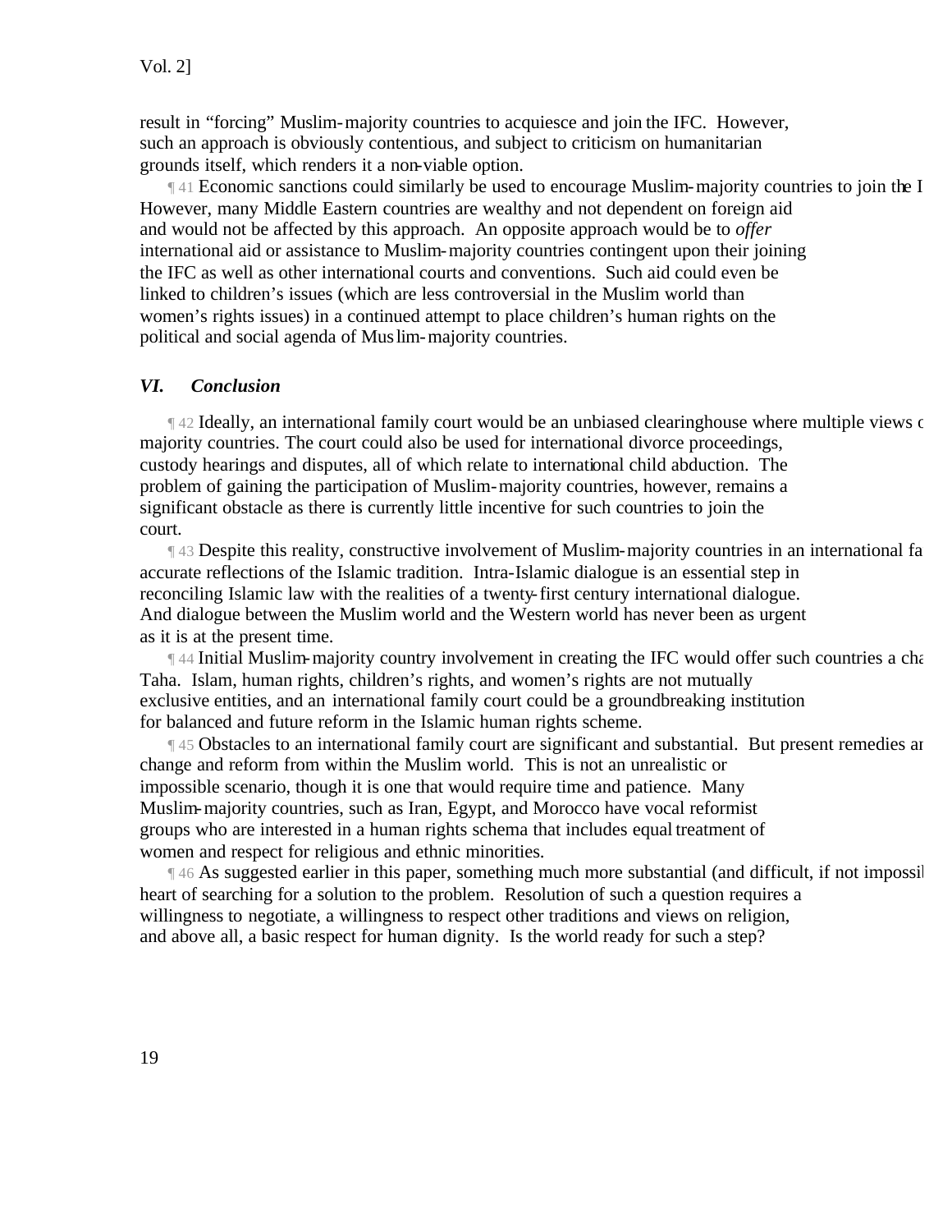result in "forcing" Muslim-majority countries to acquiesce and join the IFC. However, such an approach is obviously contentious, and subject to criticism on humanitarian grounds itself, which renders it a non-viable option.

¶ 41 Economic sanctions could similarly be used to encourage Muslim-majority countries to join the I However, many Middle Eastern countries are wealthy and not dependent on foreign aid and would not be affected by this approach. An opposite approach would be to *offer* international aid or assistance to Muslim-majority countries contingent upon their joining the IFC as well as other international courts and conventions. Such aid could even be linked to children's issues (which are less controversial in the Muslim world than women's rights issues) in a continued attempt to place children's human rights on the political and social agenda of Muslim-majority countries.

## *VI. Conclusion*

¶ 42 Ideally, an international family court would be an unbiased clearinghouse where multiple views c majority countries. The court could also be used for international divorce proceedings, custody hearings and disputes, all of which relate to international child abduction. The problem of gaining the participation of Muslim-majority countries, however, remains a significant obstacle as there is currently little incentive for such countries to join the court.

¶ 43 Despite this reality, constructive involvement of Muslim-majority countries in an international fa accurate reflections of the Islamic tradition. Intra-Islamic dialogue is an essential step in reconciling Islamic law with the realities of a twenty-first century international dialogue. And dialogue between the Muslim world and the Western world has never been as urgent as it is at the present time.

¶ 44 Initial Muslim-majority country involvement in creating the IFC would offer such countries a cha Taha. Islam, human rights, children's rights, and women's rights are not mutually exclusive entities, and an international family court could be a groundbreaking institution for balanced and future reform in the Islamic human rights scheme.

¶ 45 Obstacles to an international family court are significant and substantial. But present remedies ar change and reform from within the Muslim world. This is not an unrealistic or impossible scenario, though it is one that would require time and patience. Many Muslim-majority countries, such as Iran, Egypt, and Morocco have vocal reformist groups who are interested in a human rights schema that includes equal treatment of women and respect for religious and ethnic minorities.

¶ 46 As suggested earlier in this paper, something much more substantial (and difficult, if not impossil heart of searching for a solution to the problem. Resolution of such a question requires a willingness to negotiate, a willingness to respect other traditions and views on religion, and above all, a basic respect for human dignity. Is the world ready for such a step?